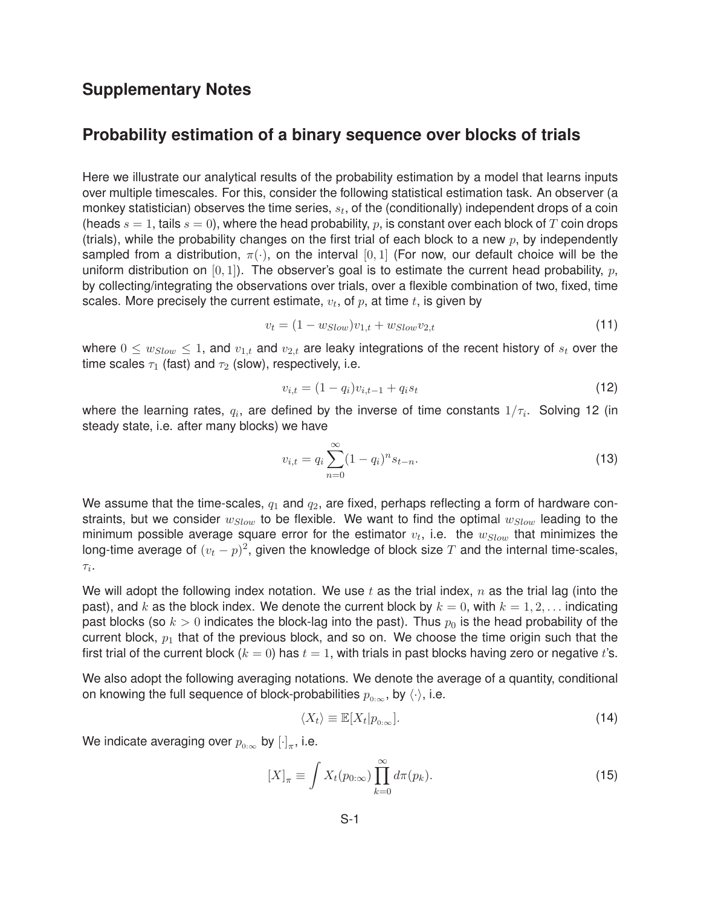## Supplementary Notes

## Probability estimation of a binary sequence over blocks of trials

Here we illustrate our analytical results of the probability estimation by a model that learns inputs over multiple timescales. For this, consider the following statistical estimation task. An observer (a monkey statistician) observes the time series, $s_t$, of the (conditionally) independent drops of a coin (heads $s = 1$, tails $s = 0$), where the head probability, $p$, is constant over each block of $T$ coin drops (trials), while the probability changes on the first trial of each block to a new $p$, by independently sampled from a distribution, $\pi(\cdot)$, on the interval $[0, 1]$ (For now, our default choice will be the uniform distribution on $[0, 1]$). The observer's goal is to estimate the current head probability, $p$, by collecting/integrating the observations over trials, over a flexible combination of two, fixed, time scales. More precisely the current estimate, $v_t$, of $p$, at time $t$, is given by

$$v_t = (1 - w_{Slow})v_{1,t} + w_{Slow}v_{2,t} \tag{11}$$

where $0 \leq w_{Slow} \leq 1$, and $v_{1,t}$ and $v_{2,t}$ are leaky integrations of the recent history of $s_t$ over the time scales $\tau_1$ (fast) and $\tau_2$ (slow), respectively, i.e.

$$v_{i,t} = (1 - q_i)v_{i,t-1} + q_i s_t \tag{12}$$

where the learning rates, $q_i$, are defined by the inverse of time constants $1/\tau_i$. Solving 12 (in steady state, i.e. after many blocks) we have

$$v_{i,t} = q_i \sum_{n=0}^{\infty}(1 - q_i)^n s_{t-n}. \tag{13}$$

We assume that the time-scales, $q_1$ and $q_2$, are fixed, perhaps reflecting a form of hardware constraints, but we consider $w_{Slow}$ to be flexible. We want to find the optimal $w_{Slow}$ leading to the minimum possible average square error for the estimator $v_t$, i.e. the $w_{Slow}$ that minimizes the long-time average of $(v_t - p)^2$, given the knowledge of block size $T$ and the internal time-scales, $\tau_i$.

We will adopt the following index notation. We use $t$ as the trial index, $n$ as the trial lag (into the past), and $k$ as the block index. We denote the current block by $k = 0$, with $k = 1, 2, \ldots$ indicating past blocks (so $k > 0$ indicates the block-lag into the past). Thus $p_0$ is the head probability of the current block, $p_1$ that of the previous block, and so on. We choose the time origin such that the first trial of the current block ($k = 0$) has $t = 1$, with trials in past blocks having zero or negative $t$'s.

We also adopt the following averaging notations. We denote the average of a quantity, conditional on knowing the full sequence of block-probabilities $p_{0:\infty}$, by $\langle\cdot\rangle$, i.e.

$$\langle X_t \rangle \equiv \mathbb{E}[X_t | p_{0:\infty}]. \tag{14}$$

We indicate averaging over $p_{0:\infty}$ by $[\cdot]_\pi$, i.e.

$$[X]_\pi \equiv \int X_t(p_{0:\infty}) \prod_{k=0}^{\infty} d\pi(p_k). \tag{15}$$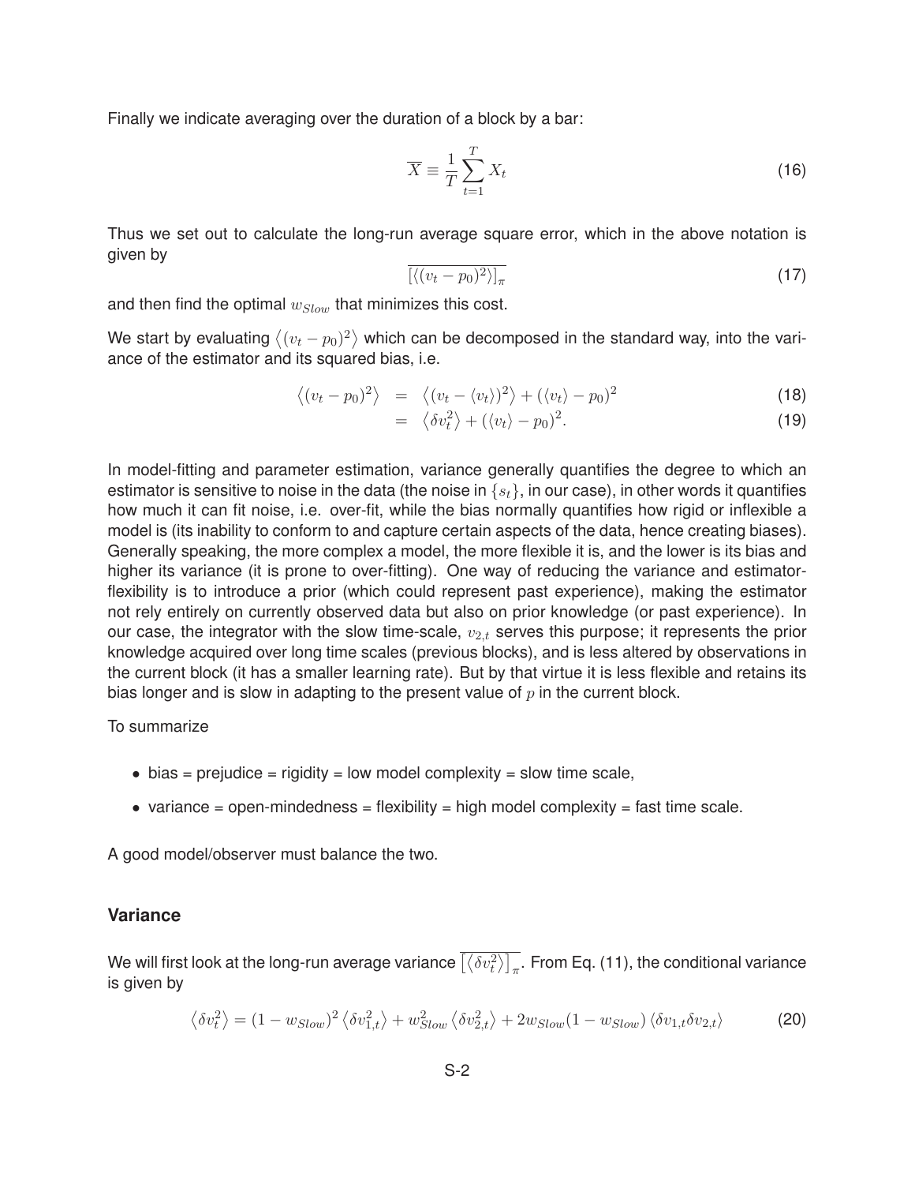Finally we indicate averaging over the duration of a block by a bar:

$$\overline{X} \equiv \frac{1}{T} \sum_{t=1}^{T} X_t \tag{16}$$

Thus we set out to calculate the long-run average square error, which in the above notation is given by

$$\overline{\left[ \langle (v_t - p_0)^2 \rangle \right]_\pi} \tag{17}$$

and then find the optimal $w_{Slow}$ that minimizes this cost.

We start by evaluating $\langle (v_t - p_0)^2 \rangle$ which can be decomposed in the standard way, into the variance of the estimator and its squared bias, i.e.

$$\begin{aligned} \langle (v_t - p_0)^2 \rangle &= \langle (v_t - \langle v_t \rangle)^2 \rangle + (\langle v_t \rangle - p_0)^2 && (18) \\ &= \langle \delta v_t^2 \rangle + (\langle v_t \rangle - p_0)^2. && (19) \end{aligned}$$

In model-fitting and parameter estimation, variance generally quantifies the degree to which an estimator is sensitive to noise in the data (the noise in $\{s_t\}$, in our case), in other words it quantifies how much it can fit noise, i.e. over-fit, while the bias normally quantifies how rigid or inflexible a model is (its inability to conform to and capture certain aspects of the data, hence creating biases). Generally speaking, the more complex a model, the more flexible it is, and the lower is its bias and higher its variance (it is prone to over-fitting). One way of reducing the variance and estimator-flexibility is to introduce a prior (which could represent past experience), making the estimator not rely entirely on currently observed data but also on prior knowledge (or past experience). In our case, the integrator with the slow time-scale, $v_{2,t}$ serves this purpose; it represents the prior knowledge acquired over long time scales (previous blocks), and is less altered by observations in the current block (it has a smaller learning rate). But by that virtue it is less flexible and retains its bias longer and is slow in adapting to the present value of $p$ in the current block.

To summarize

- bias = prejudice = rigidity = low model complexity = slow time scale,
- variance = open-mindedness = flexibility = high model complexity = fast time scale.

A good model/observer must balance the two.

### Variance

We will first look at the long-run average variance $\overline{\left[ \langle \delta v_t^2 \rangle \right]_\pi}$. From Eq. (11), the conditional variance is given by

$$\langle \delta v_t^2 \rangle = (1 - w_{Slow})^2 \langle \delta v_{1,t}^2 \rangle + w_{Slow}^2 \langle \delta v_{2,t}^2 \rangle + 2w_{Slow}(1 - w_{Slow}) \langle \delta v_{1,t} \delta v_{2,t} \rangle \tag{20}$$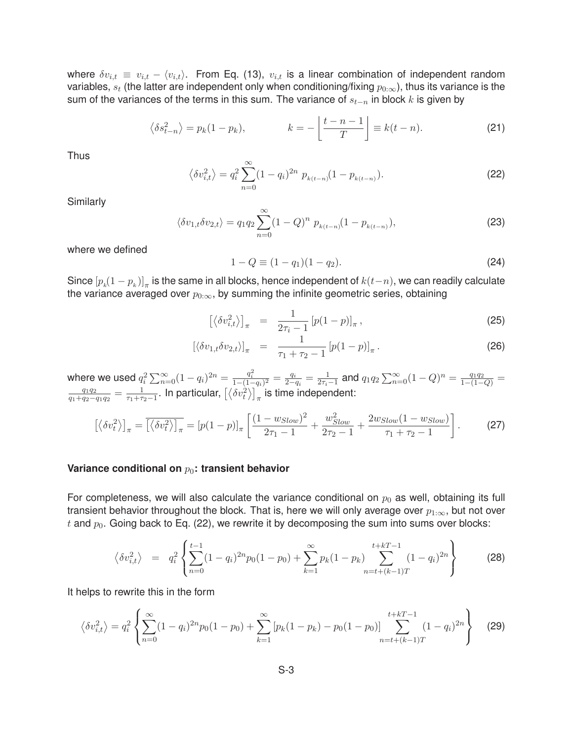where $\delta v_{i,t} \equiv v_{i,t} - \langle v_{i,t} \rangle$. From Eq. (13), $v_{i,t}$ is a linear combination of independent random variables, $s_t$ (the latter are independent only when conditioning/fixing $p_{0:\infty}$), thus its variance is the sum of the variances of the terms in this sum. The variance of $s_{t-n}$ in block $k$ is given by

$$\left\langle \delta s_{t-n}^2 \right\rangle = p_k(1-p_k), \qquad\qquad k = -\left\lfloor \frac{t-n-1}{T} \right\rfloor \equiv k(t-n). \tag{21}$$

Thus

$$\left\langle \delta v_{i,t}^2 \right\rangle = q_i^2 \sum_{n=0}^{\infty} (1-q_i)^{2n}\, p_{k(t-n)}(1-p_{k(t-n)}). \tag{22}$$

Similarly

$$\langle \delta v_{1,t} \delta v_{2,t} \rangle = q_1 q_2 \sum_{n=0}^{\infty} (1-Q)^n\, p_{k(t-n)}(1-p_{k(t-n)}), \tag{23}$$

where we defined

$$1 - Q \equiv (1-q_1)(1-q_2). \tag{24}$$

Since $[p_k(1-p_k)]_\pi$ is the same in all blocks, hence independent of $k(t-n)$, we can readily calculate the variance averaged over $p_{0:\infty}$, by summing the infinite geometric series, obtaining

$$\left[\left\langle \delta v_{i,t}^2 \right\rangle\right]_\pi = \frac{1}{2\tau_i - 1}\left[p(1-p)\right]_\pi, \tag{25}$$

$$\left[\langle \delta v_{1,t} \delta v_{2,t} \rangle\right]_\pi = \frac{1}{\tau_1 + \tau_2 - 1}\left[p(1-p)\right]_\pi. \tag{26}$$

where we used $q_i^2 \sum_{n=0}^{\infty}(1-q_i)^{2n} = \frac{q_i^2}{1-(1-q_i)^2} = \frac{q_i}{2-q_i} = \frac{1}{2\tau_i - 1}$ and $q_1 q_2 \sum_{n=0}^{\infty}(1-Q)^n = \frac{q_1 q_2}{1-(1-Q)} = \frac{q_1 q_2}{q_1 + q_2 - q_1 q_2} = \frac{1}{\tau_1 + \tau_2 - 1}$. In particular, $\left[\left\langle \delta v_t^2 \right\rangle\right]_\pi$ is time independent:

$$\left[\left\langle \delta v_t^2 \right\rangle\right]_\pi = \overline{\left[\left\langle \delta v_t^2 \right\rangle\right]_\pi} = \left[p(1-p)\right]_\pi \left[\frac{(1-w_{Slow})^2}{2\tau_1 - 1} + \frac{w_{Slow}^2}{2\tau_2 - 1} + \frac{2w_{Slow}(1-w_{Slow})}{\tau_1 + \tau_2 - 1}\right]. \tag{27}$$

### Variance conditional on $p_0$: transient behavior

For completeness, we will also calculate the variance conditional on $p_0$ as well, obtaining its full transient behavior throughout the block. That is, here we will only average over $p_{1:\infty}$, but not over $t$ and $p_0$. Going back to Eq. (22), we rewrite it by decomposing the sum into sums over blocks:

$$\left\langle \delta v_{i,t}^2 \right\rangle = q_i^2 \left\{ \sum_{n=0}^{t-1} (1-q_i)^{2n} p_0(1-p_0) + \sum_{k=1}^{\infty} p_k(1-p_k) \sum_{n=t+(k-1)T}^{t+kT-1} (1-q_i)^{2n} \right\} \tag{28}$$

It helps to rewrite this in the form

$$\left\langle \delta v_{i,t}^2 \right\rangle = q_i^2 \left\{ \sum_{n=0}^{\infty} (1-q_i)^{2n} p_0(1-p_0) + \sum_{k=1}^{\infty} \left[p_k(1-p_k) - p_0(1-p_0)\right] \sum_{n=t+(k-1)T}^{t+kT-1} (1-q_i)^{2n} \right\} \tag{29}$$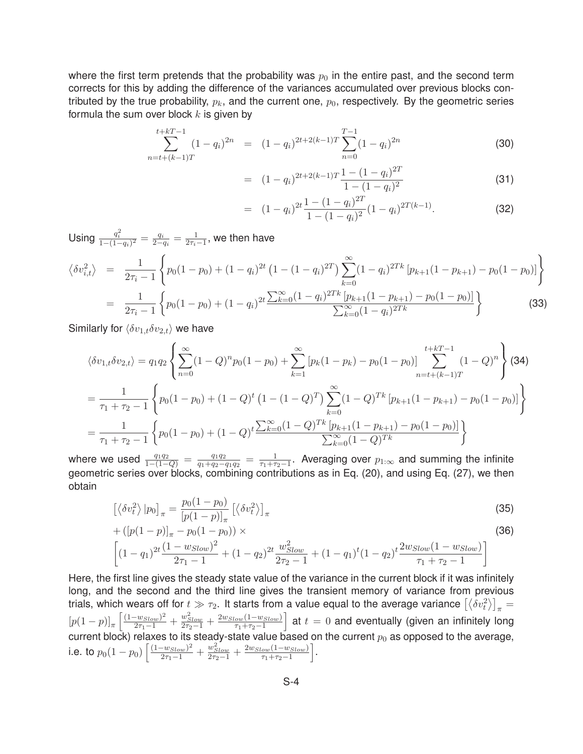where the first term pretends that the probability was $p_0$ in the entire past, and the second term corrects for this by adding the difference of the variances accumulated over previous blocks contributed by the true probability, $p_k$, and the current one, $p_0$, respectively. By the geometric series formula the sum over block $k$ is given by

$$
\begin{aligned}
\sum_{n=t+(k-1)T}^{t+kT-1} (1-q_i)^{2n} &= (1-q_i)^{2t+2(k-1)T} \sum_{n=0}^{T-1} (1-q_i)^{2n} && (30) \\
&= (1-q_i)^{2t+2(k-1)T} \frac{1-(1-q_i)^{2T}}{1-(1-q_i)^2} && (31) \\
&= (1-q_i)^{2t} \frac{1-(1-q_i)^{2T}}{1-(1-q_i)^2} (1-q_i)^{2T(k-1)}. && (32)
\end{aligned}
$$

Using $\frac{q_i^2}{1-(1-q_i)^2} = \frac{q_i}{2-q_i} = \frac{1}{2\tau_i - 1}$, we then have

$$
\begin{aligned}
\langle \delta v_{i,t}^2 \rangle &= \frac{1}{2\tau_i - 1} \left\{ p_0(1-p_0) + (1-q_i)^{2t} \left(1-(1-q_i)^{2T}\right) \sum_{k=0}^{\infty} (1-q_i)^{2Tk} \left[p_{k+1}(1-p_{k+1}) - p_0(1-p_0)\right] \right\} \\
&= \frac{1}{2\tau_i - 1} \left\{ p_0(1-p_0) + (1-q_i)^{2t} \frac{\sum_{k=0}^{\infty} (1-q_i)^{2Tk} \left[p_{k+1}(1-p_{k+1}) - p_0(1-p_0)\right]}{\sum_{k=0}^{\infty} (1-q_i)^{2Tk}} \right\} \qquad (33)
\end{aligned}
$$

Similarly for $\langle \delta v_{1,t} \delta v_{2,t} \rangle$ we have

$$
\langle \delta v_{1,t} \delta v_{2,t} \rangle = q_1 q_2 \left\{ \sum_{n=0}^{\infty} (1-Q)^n p_0(1-p_0) + \sum_{k=1}^{\infty} \left[p_k(1-p_k) - p_0(1-p_0)\right] \sum_{n=t+(k-1)T}^{t+kT-1} (1-Q)^n \right\} \quad (34)
$$

$$
= \frac{1}{\tau_1 + \tau_2 - 1} \left\{ p_0(1-p_0) + (1-Q)^t \left(1-(1-Q)^T\right) \sum_{k=0}^{\infty} (1-Q)^{Tk} \left[p_{k+1}(1-p_{k+1}) - p_0(1-p_0)\right] \right\}
$$

$$
= \frac{1}{\tau_1 + \tau_2 - 1} \left\{ p_0(1-p_0) + (1-Q)^t \frac{\sum_{k=0}^{\infty} (1-Q)^{Tk} \left[p_{k+1}(1-p_{k+1}) - p_0(1-p_0)\right]}{\sum_{k=0}^{\infty} (1-Q)^{Tk}} \right\}
$$

where we used $\frac{q_1 q_2}{1-(1-Q)} = \frac{q_1 q_2}{q_1 + q_2 - q_1 q_2} = \frac{1}{\tau_1 + \tau_2 - 1}$. Averaging over $p_{1:\infty}$ and summing the infinite geometric series over blocks, combining contributions as in Eq. (20), and using Eq. (27), we then obtain

$$
\left[\langle \delta v_t^2 \rangle | p_0\right]_\pi = \frac{p_0(1-p_0)}{[p(1-p)]_\pi} \left[\langle \delta v_t^2 \rangle\right]_\pi \qquad (35)
$$

$$
+ \left([p(1-p)]_\pi - p_0(1-p_0)\right) \times \qquad (36)
$$

$$
\left[(1-q_1)^{2t} \frac{(1-w_{Slow})^2}{2\tau_1 - 1} + (1-q_2)^{2t} \frac{w_{Slow}^2}{2\tau_2 - 1} + (1-q_1)^t (1-q_2)^t \frac{2w_{Slow}(1-w_{Slow})}{\tau_1 + \tau_2 - 1}\right]
$$

Here, the first line gives the steady state value of the variance in the current block if it was infinitely long, and the second and the third line gives the transient memory of variance from previous trials, which wears off for $t \gg \tau_2$. It starts from a value equal to the average variance $\left[\langle \delta v_t^2 \rangle\right]_\pi = [p(1-p)]_\pi \left[\frac{(1-w_{Slow})^2}{2\tau_1 - 1} + \frac{w_{Slow}^2}{2\tau_2 - 1} + \frac{2w_{Slow}(1-w_{Slow})}{\tau_1 + \tau_2 - 1}\right]$ at $t = 0$ and eventually (given an infinitely long current block) relaxes to its steady-state value based on the current $p_0$ as opposed to the average, i.e. to $p_0(1-p_0) \left[\frac{(1-w_{Slow})^2}{2\tau_1 - 1} + \frac{w_{Slow}^2}{2\tau_2 - 1} + \frac{2w_{Slow}(1-w_{Slow})}{\tau_1 + \tau_2 - 1}\right]$.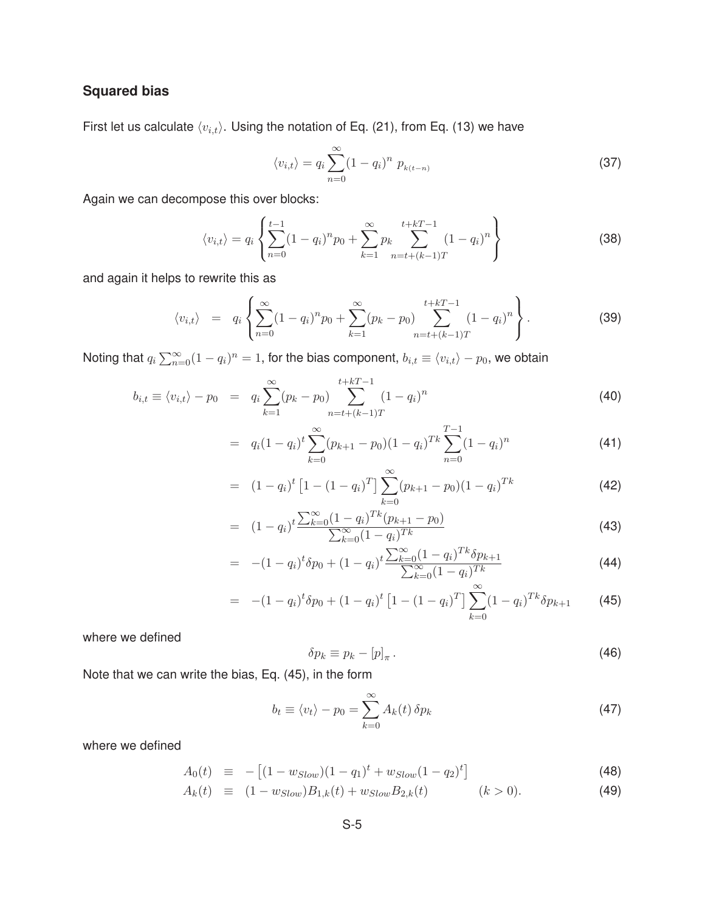### Squared bias

First let us calculate $\langle v_{i,t} \rangle$. Using the notation of Eq. (21), from Eq. (13) we have

$$\langle v_{i,t} \rangle = q_i \sum_{n=0}^{\infty} (1 - q_i)^n \; p_{k(t-n)} \tag{37}$$

Again we can decompose this over blocks:

$$\langle v_{i,t} \rangle = q_i \left\{ \sum_{n=0}^{t-1} (1 - q_i)^n p_0 + \sum_{k=1}^{\infty} p_k \sum_{n=t+(k-1)T}^{t+kT-1} (1 - q_i)^n \right\} \tag{38}$$

and again it helps to rewrite this as

$$\langle v_{i,t} \rangle \;\; = \;\; q_i \left\{ \sum_{n=0}^{\infty} (1 - q_i)^n p_0 + \sum_{k=1}^{\infty} (p_k - p_0) \sum_{n=t+(k-1)T}^{t+kT-1} (1 - q_i)^n \right\}. \tag{39}$$

Noting that $q_i \sum_{n=0}^{\infty} (1 - q_i)^n = 1$, for the bias component, $b_{i,t} \equiv \langle v_{i,t} \rangle - p_0$, we obtain

$$b_{i,t} \equiv \langle v_{i,t} \rangle - p_0 \;\; = \;\; q_i \sum_{k=1}^{\infty} (p_k - p_0) \sum_{n=t+(k-1)T}^{t+kT-1} (1 - q_i)^n \tag{40}$$

$$= \;\; q_i (1 - q_i)^t \sum_{k=0}^{\infty} (p_{k+1} - p_0)(1 - q_i)^{Tk} \sum_{n=0}^{T-1} (1 - q_i)^n \tag{41}$$

$$= \;\; (1 - q_i)^t \left[ 1 - (1 - q_i)^T \right] \sum_{k=0}^{\infty} (p_{k+1} - p_0)(1 - q_i)^{Tk} \tag{42}$$

$$= \;\; (1 - q_i)^t \frac{\sum_{k=0}^{\infty} (1 - q_i)^{Tk} (p_{k+1} - p_0)}{\sum_{k=0}^{\infty} (1 - q_i)^{Tk}} \tag{43}$$

$$= \;\; -(1 - q_i)^t \delta p_0 + (1 - q_i)^t \frac{\sum_{k=0}^{\infty} (1 - q_i)^{Tk} \delta p_{k+1}}{\sum_{k=0}^{\infty} (1 - q_i)^{Tk}} \tag{44}$$

$$= \;\; -(1 - q_i)^t \delta p_0 + (1 - q_i)^t \left[ 1 - (1 - q_i)^T \right] \sum_{k=0}^{\infty} (1 - q_i)^{Tk} \delta p_{k+1} \tag{45}$$

where we defined

$$\delta p_k \equiv p_k - [p]_\pi \, . \tag{46}$$

Note that we can write the bias, Eq. (45), in the form

$$b_t \equiv \langle v_t \rangle - p_0 = \sum_{k=0}^{\infty} A_k(t) \, \delta p_k \tag{47}$$

where we defined

$$A_0(t) \;\; \equiv \;\; - \left[ (1 - w_{Slow})(1 - q_1)^t + w_{Slow}(1 - q_2)^t \right] \tag{48}$$

$$A_k(t) \;\; \equiv \;\; (1 - w_{Slow}) B_{1,k}(t) + w_{Slow} B_{2,k}(t) \qquad\qquad (k > 0). \tag{49}$$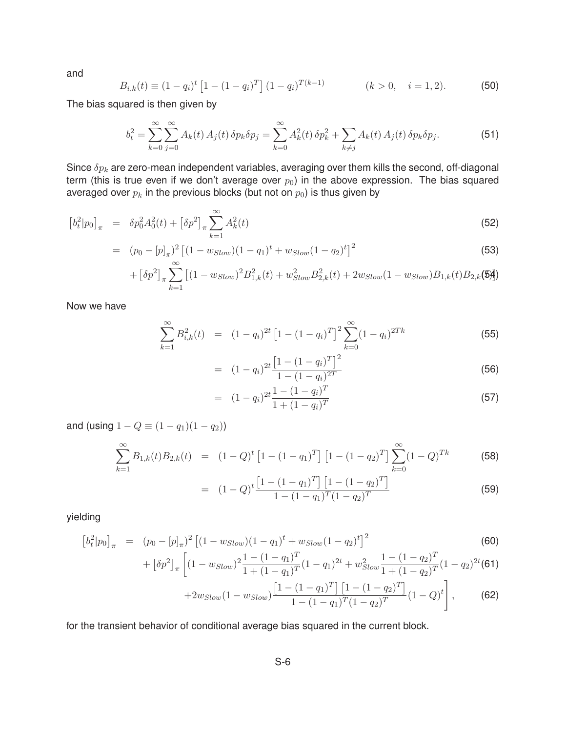and

$$B_{i,k}(t) \equiv (1-q_i)^t \left[1-(1-q_i)^T\right](1-q_i)^{T(k-1)} \qquad (k>0, \quad i=1,2). \tag{50}$$

The bias squared is then given by

$$b_t^2 = \sum_{k=0}^{\infty}\sum_{j=0}^{\infty} A_k(t)\,A_j(t)\,\delta p_k \delta p_j = \sum_{k=0}^{\infty} A_k^2(t)\,\delta p_k^2 + \sum_{k\neq j} A_k(t)\,A_j(t)\,\delta p_k \delta p_j. \tag{51}$$

Since $\delta p_k$ are zero-mean independent variables, averaging over them kills the second, off-diagonal term (this is true even if we don't average over $p_0$) in the above expression. The bias squared averaged over $p_k$ in the previous blocks (but not on $p_0$) is thus given by

$$\begin{aligned}
\left[b_t^2|p_0\right]_\pi &= \delta p_0^2 A_0^2(t) + \left[\delta p^2\right]_\pi \sum_{k=1}^{\infty} A_k^2(t) & (52)\\
&= (p_0 - [p]_\pi)^2 \left[(1-w_{Slow})(1-q_1)^t + w_{Slow}(1-q_2)^t\right]^2 & (53)\\
&\quad + \left[\delta p^2\right]_\pi \sum_{k=1}^{\infty}\left[(1-w_{Slow})^2 B_{1,k}^2(t) + w_{Slow}^2 B_{2,k}^2(t) + 2w_{Slow}(1-w_{Slow})B_{1,k}(t)B_{2,k}(t)\right] & (54)
\end{aligned}$$

Now we have

$$\begin{aligned}
\sum_{k=1}^{\infty} B_{i,k}^2(t) &= (1-q_i)^{2t}\left[1-(1-q_i)^T\right]^2 \sum_{k=0}^{\infty}(1-q_i)^{2Tk} & (55)\\
&= (1-q_i)^{2t}\frac{\left[1-(1-q_i)^T\right]^2}{1-(1-q_i)^{2T}} & (56)\\
&= (1-q_i)^{2t}\frac{1-(1-q_i)^T}{1+(1-q_i)^T} & (57)
\end{aligned}$$

and (using $1-Q \equiv (1-q_1)(1-q_2)$)

$$\begin{aligned}
\sum_{k=1}^{\infty} B_{1,k}(t)B_{2,k}(t) &= (1-Q)^t\left[1-(1-q_1)^T\right]\left[1-(1-q_2)^T\right]\sum_{k=0}^{\infty}(1-Q)^{Tk} & (58)\\
&= (1-Q)^t\frac{\left[1-(1-q_1)^T\right]\left[1-(1-q_2)^T\right]}{1-(1-q_1)^T(1-q_2)^T} & (59)
\end{aligned}$$

yielding

$$\begin{aligned}
\left[b_t^2|p_0\right]_\pi &= (p_0 - [p]_\pi)^2\left[(1-w_{Slow})(1-q_1)^t + w_{Slow}(1-q_2)^t\right]^2 & (60)\\
&\quad + \left[\delta p^2\right]_\pi\left[(1-w_{Slow})^2\frac{1-(1-q_1)^T}{1+(1-q_1)^T}(1-q_1)^{2t} + w_{Slow}^2\frac{1-(1-q_2)^T}{1+(1-q_2)^T}(1-q_2)^{2t}\right. & (61)\\
&\quad \left. + 2w_{Slow}(1-w_{Slow})\frac{\left[1-(1-q_1)^T\right]\left[1-(1-q_2)^T\right]}{1-(1-q_1)^T(1-q_2)^T}(1-Q)^t\right], & (62)
\end{aligned}$$

for the transient behavior of conditional average bias squared in the current block.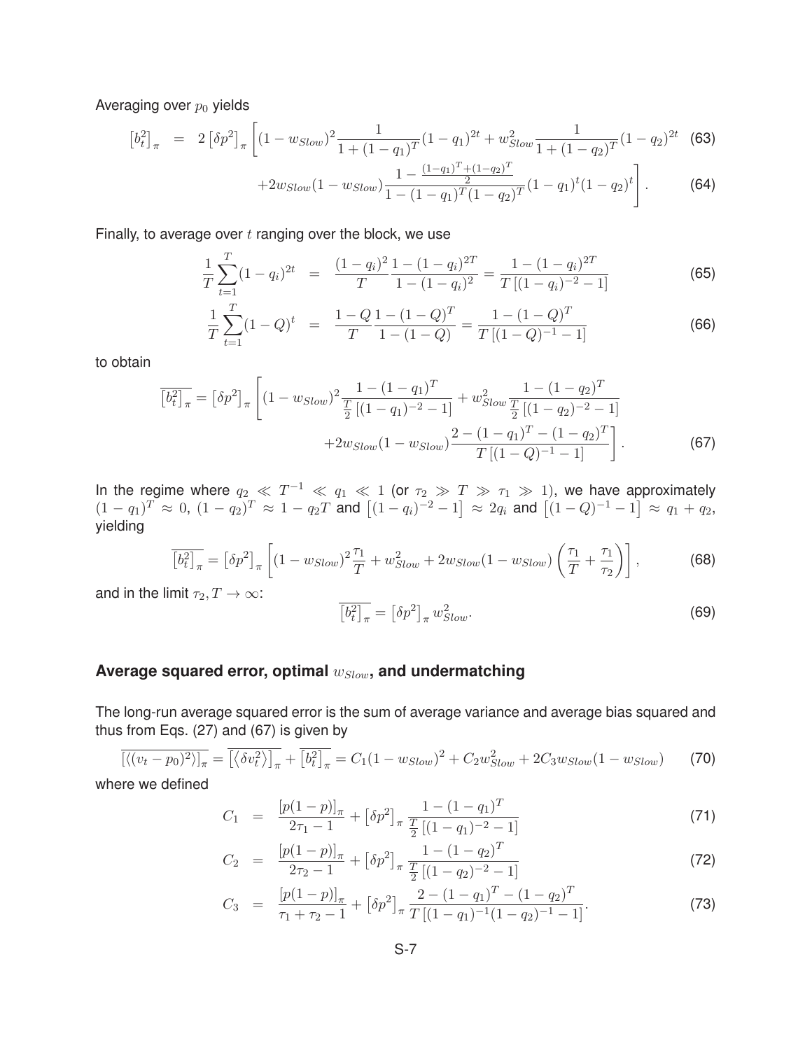Averaging over $p_0$ yields

$$
\begin{aligned}
\left[b_t^2\right]_\pi &= 2\left[\delta p^2\right]_\pi \left[(1-w_{Slow})^2 \frac{1}{1+(1-q_1)^T}(1-q_1)^{2t} + w_{Slow}^2 \frac{1}{1+(1-q_2)^T}(1-q_2)^{2t} \right. &(63)\\
&\left. +2w_{Slow}(1-w_{Slow}) \frac{1-\frac{(1-q_1)^T+(1-q_2)^T}{2}}{1-(1-q_1)^T(1-q_2)^T}(1-q_1)^t(1-q_2)^t \right]. &(64)
\end{aligned}
$$

Finally, to average over $t$ ranging over the block, we use

$$
\begin{aligned}
\frac{1}{T}\sum_{t=1}^{T}(1-q_i)^{2t} &= \frac{(1-q_i)^2}{T}\frac{1-(1-q_i)^{2T}}{1-(1-q_i)^2} = \frac{1-(1-q_i)^{2T}}{T\left[(1-q_i)^{-2}-1\right]} &(65)\\
\frac{1}{T}\sum_{t=1}^{T}(1-Q)^{t} &= \frac{1-Q}{T}\frac{1-(1-Q)^{T}}{1-(1-Q)} = \frac{1-(1-Q)^{T}}{T\left[(1-Q)^{-1}-1\right]} &(66)
\end{aligned}
$$

to obtain

$$
\begin{aligned}
\overline{\left[b_t^2\right]_\pi} = \left[\delta p^2\right]_\pi \left[(1-w_{Slow})^2 \frac{1-(1-q_1)^T}{\frac{T}{2}\left[(1-q_1)^{-2}-1\right]} + w_{Slow}^2 \frac{1-(1-q_2)^T}{\frac{T}{2}\left[(1-q_2)^{-2}-1\right]} \right.\\
\left. +2w_{Slow}(1-w_{Slow})\frac{2-(1-q_1)^T-(1-q_2)^T}{T\left[(1-Q)^{-1}-1\right]}\right]. \qquad (67)
\end{aligned}
$$

In the regime where $q_2 \ll T^{-1} \ll q_1 \ll 1$ (or $\tau_2 \gg T \gg \tau_1 \gg 1$), we have approximately $(1-q_1)^T \approx 0$, $(1-q_2)^T \approx 1-q_2T$ and $\left[(1-q_i)^{-2}-1\right] \approx 2q_i$ and $\left[(1-Q)^{-1}-1\right] \approx q_1+q_2$, yielding

$$
\overline{\left[b_t^2\right]_\pi} = \left[\delta p^2\right]_\pi \left[(1-w_{Slow})^2\frac{\tau_1}{T} + w_{Slow}^2 + 2w_{Slow}(1-w_{Slow})\left(\frac{\tau_1}{T}+\frac{\tau_1}{\tau_2}\right)\right], \qquad (68)
$$

and in the limit $\tau_2, T \to \infty$:

$$
\overline{\left[b_t^2\right]_\pi} = \left[\delta p^2\right]_\pi w_{Slow}^2. \qquad (69)
$$

## Average squared error, optimal $w_{Slow}$, and undermatching

The long-run average squared error is the sum of average variance and average bias squared and thus from Eqs. (27) and (67) is given by

$$
\overline{\left[\langle(v_t-p_0)^2\rangle\right]_\pi} = \overline{\left[\langle\delta v_t^2\rangle\right]_\pi} + \overline{\left[b_t^2\right]_\pi} = C_1(1-w_{Slow})^2 + C_2 w_{Slow}^2 + 2C_3 w_{Slow}(1-w_{Slow}) \qquad (70)
$$

where we defined

$$
\begin{aligned}
C_1 &= \frac{\left[p(1-p)\right]_\pi}{2\tau_1-1} + \left[\delta p^2\right]_\pi \frac{1-(1-q_1)^T}{\frac{T}{2}\left[(1-q_1)^{-2}-1\right]} &(71)\\
C_2 &= \frac{\left[p(1-p)\right]_\pi}{2\tau_2-1} + \left[\delta p^2\right]_\pi \frac{1-(1-q_2)^T}{\frac{T}{2}\left[(1-q_2)^{-2}-1\right]} &(72)\\
C_3 &= \frac{\left[p(1-p)\right]_\pi}{\tau_1+\tau_2-1} + \left[\delta p^2\right]_\pi \frac{2-(1-q_1)^T-(1-q_2)^T}{T\left[(1-q_1)^{-1}(1-q_2)^{-1}-1\right]}. &(73)
\end{aligned}
$$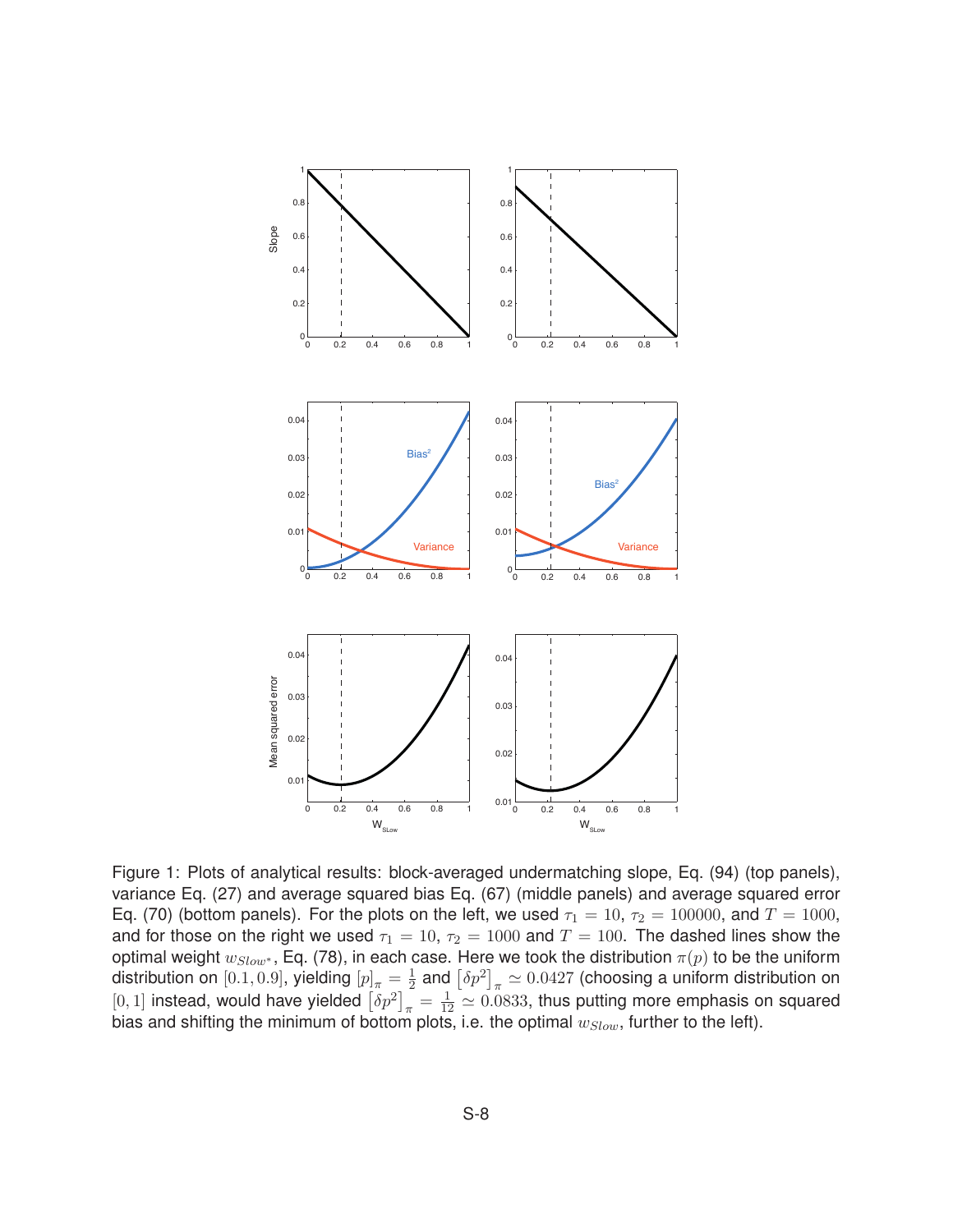Figure 1: Plots of analytical results: block-averaged undermatching slope, Eq. (94) (top panels), variance Eq. (27) and average squared bias Eq. (67) (middle panels) and average squared error Eq. (70) (bottom panels). For the plots on the left, we used $\tau_1 = 10$, $\tau_2 = 100000$, and $T = 1000$, and for those on the right we used $\tau_1 = 10$, $\tau_2 = 1000$ and $T = 100$. The dashed lines show the optimal weight $w_{Slow^*}$, Eq. (78), in each case. Here we took the distribution $\pi(p)$ to be the uniform distribution on $[0.1, 0.9]$, yielding $[p]_\pi = \frac{1}{2}$ and $\left[\delta p^2\right]_\pi \simeq 0.0427$ (choosing a uniform distribution on $[0, 1]$ instead, would have yielded $\left[\delta p^2\right]_\pi = \frac{1}{12} \simeq 0.0833$, thus putting more emphasis on squared bias and shifting the minimum of bottom plots, i.e. the optimal $w_{Slow}$, further to the left).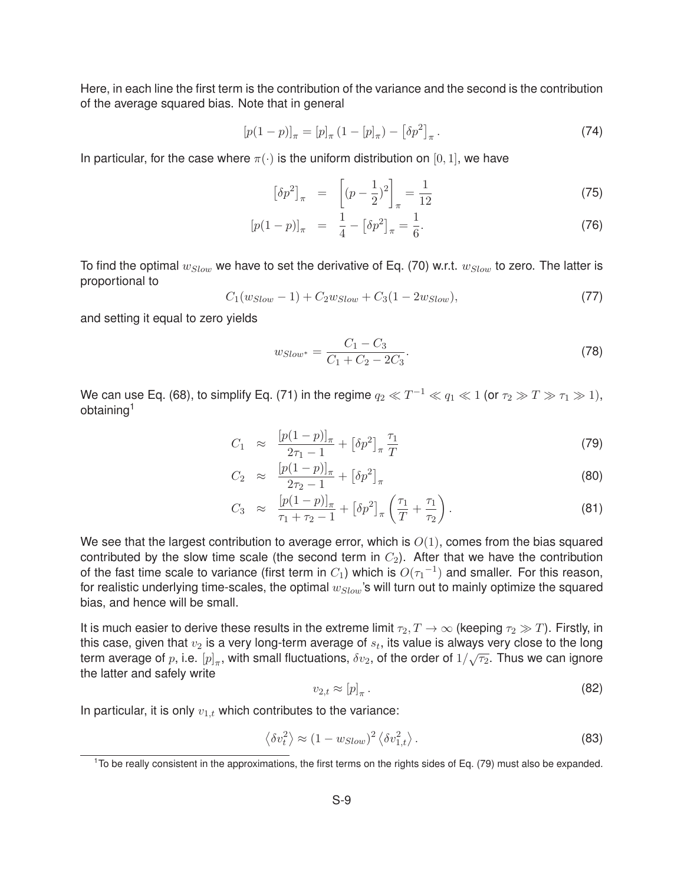Here, in each line the first term is the contribution of the variance and the second is the contribution of the average squared bias. Note that in general

$$[p(1-p)]_\pi = [p]_\pi (1 - [p]_\pi) - \left[\delta p^2\right]_\pi . \tag{74}$$

In particular, for the case where $\pi(\cdot)$ is the uniform distribution on $[0, 1]$, we have

$$\left[\delta p^2\right]_\pi = \left[(p - \frac{1}{2})^2\right]_\pi = \frac{1}{12} \tag{75}$$

$$[p(1-p)]_\pi = \frac{1}{4} - \left[\delta p^2\right]_\pi = \frac{1}{6}. \tag{76}$$

To find the optimal $w_{Slow}$ we have to set the derivative of Eq. (70) w.r.t. $w_{Slow}$ to zero. The latter is proportional to

$$C_1(w_{Slow} - 1) + C_2 w_{Slow} + C_3(1 - 2w_{Slow}), \tag{77}$$

and setting it equal to zero yields

$$w_{Slow^*} = \frac{C_1 - C_3}{C_1 + C_2 - 2C_3}. \tag{78}$$

We can use Eq. (68), to simplify Eq. (71) in the regime $q_2 \ll T^{-1} \ll q_1 \ll 1$ (or $\tau_2 \gg T \gg \tau_1 \gg 1$), obtaining[1]

$$C_1 \approx \frac{[p(1-p)]_\pi}{2\tau_1 - 1} + \left[\delta p^2\right]_\pi \frac{\tau_1}{T} \tag{79}$$

$$C_2 \approx \frac{[p(1-p)]_\pi}{2\tau_2 - 1} + \left[\delta p^2\right]_\pi \tag{80}$$

$$C_3 \approx \frac{[p(1-p)]_\pi}{\tau_1 + \tau_2 - 1} + \left[\delta p^2\right]_\pi \left(\frac{\tau_1}{T} + \frac{\tau_1}{\tau_2}\right). \tag{81}$$

We see that the largest contribution to average error, which is $O(1)$, comes from the bias squared contributed by the slow time scale (the second term in $C_2$). After that we have the contribution of the fast time scale to variance (first term in $C_1$) which is $O({\tau_1}^{-1})$ and smaller. For this reason, for realistic underlying time-scales, the optimal $w_{Slow}$'s will turn out to mainly optimize the squared bias, and hence will be small.

It is much easier to derive these results in the extreme limit $\tau_2, T \to \infty$ (keeping $\tau_2 \gg T$). Firstly, in this case, given that $v_2$ is a very long-term average of $s_t$, its value is always very close to the long term average of $p$, i.e. $[p]_\pi$, with small fluctuations, $\delta v_2$, of the order of $1/\sqrt{\tau_2}$. Thus we can ignore the latter and safely write

$$v_{2,t} \approx [p]_\pi . \tag{82}$$

In particular, it is only $v_{1,t}$ which contributes to the variance:

$$\left\langle \delta v_t^2 \right\rangle \approx (1 - w_{Slow})^2 \left\langle \delta v_{1,t}^2 \right\rangle . \tag{83}$$

[1] To be really consistent in the approximations, the first terms on the rights sides of Eq. (79) must also be expanded.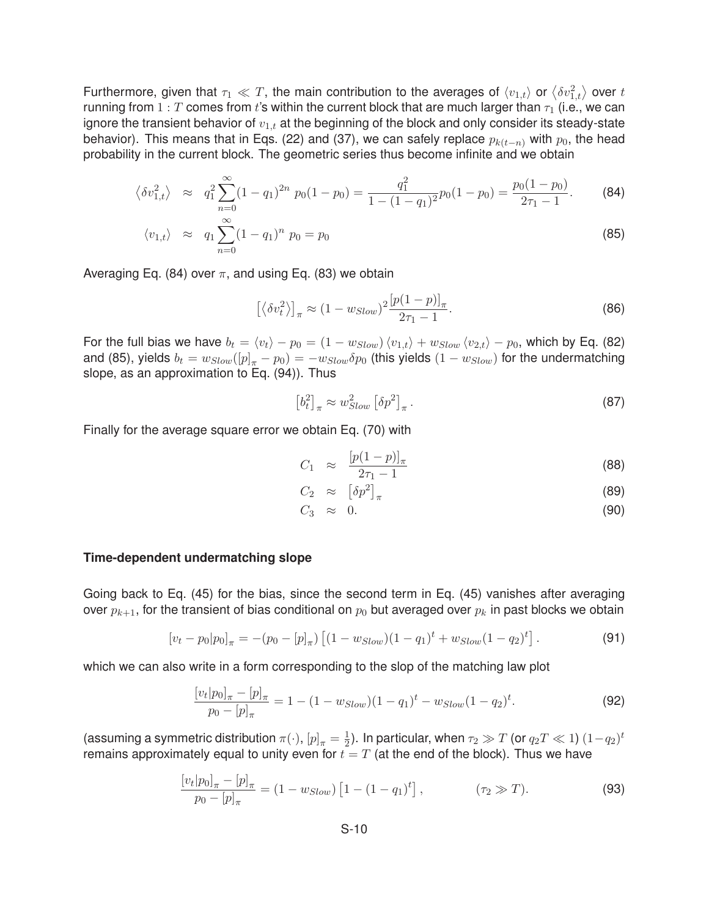Furthermore, given that $\tau_1 \ll T$, the main contribution to the averages of $\langle v_{1,t} \rangle$ or $\langle \delta v_{1,t}^2 \rangle$ over $t$ running from $1:T$ comes from $t$'s within the current block that are much larger than $\tau_1$ (i.e., we can ignore the transient behavior of $v_{1,t}$ at the beginning of the block and only consider its steady-state behavior). This means that in Eqs. (22) and (37), we can safely replace $p_{k(t-n)}$ with $p_0$, the head probability in the current block. The geometric series thus become infinite and we obtain

$$\left\langle \delta v_{1,t}^2 \right\rangle \approx q_1^2 \sum_{n=0}^{\infty} (1-q_1)^{2n} \, p_0(1-p_0) = \frac{q_1^2}{1-(1-q_1)^2} p_0(1-p_0) = \frac{p_0(1-p_0)}{2\tau_1 - 1}. \tag{84}$$

$$\langle v_{1,t} \rangle \approx q_1 \sum_{n=0}^{\infty} (1-q_1)^n \, p_0 = p_0 \tag{85}$$

Averaging Eq. (84) over $\pi$, and using Eq. (83) we obtain

$$\left[ \left\langle \delta v_t^2 \right\rangle \right]_\pi \approx (1-w_{Slow})^2 \frac{\left[ p(1-p) \right]_\pi}{2\tau_1 - 1}. \tag{86}$$

For the full bias we have $b_t = \langle v_t \rangle - p_0 = (1-w_{Slow}) \langle v_{1,t} \rangle + w_{Slow} \langle v_{2,t} \rangle - p_0$, which by Eq. (82) and (85), yields $b_t = w_{Slow}([p]_\pi - p_0) = -w_{Slow} \delta p_0$ (this yields $(1-w_{Slow})$ for the undermatching slope, as an approximation to Eq. (94)). Thus

$$\left[ b_t^2 \right]_\pi \approx w_{Slow}^2 \left[ \delta p^2 \right]_\pi . \tag{87}$$

Finally for the average square error we obtain Eq. (70) with

$$C_1 \approx \frac{\left[ p(1-p) \right]_\pi}{2\tau_1 - 1} \tag{88}$$

$$C_2 \approx \left[ \delta p^2 \right]_\pi \tag{89}$$

$$C_3 \approx 0. \tag{90}$$

### Time-dependent undermatching slope

Going back to Eq. (45) for the bias, since the second term in Eq. (45) vanishes after averaging over $p_{k+1}$, for the transient of bias conditional on $p_0$ but averaged over $p_k$ in past blocks we obtain

$$\left[ v_t - p_0 | p_0 \right]_\pi = -(p_0 - [p]_\pi) \left[ (1-w_{Slow})(1-q_1)^t + w_{Slow}(1-q_2)^t \right]. \tag{91}$$

which we can also write in a form corresponding to the slop of the matching law plot

$$\frac{\left[ v_t | p_0 \right]_\pi - [p]_\pi}{p_0 - [p]_\pi} = 1 - (1-w_{Slow})(1-q_1)^t - w_{Slow}(1-q_2)^t. \tag{92}$$

(assuming a symmetric distribution $\pi(\cdot)$, $[p]_\pi = \frac{1}{2}$). In particular, when $\tau_2 \gg T$ (or $q_2 T \ll 1$) $(1-q_2)^t$ remains approximately equal to unity even for $t = T$ (at the end of the block). Thus we have

$$\frac{\left[ v_t | p_0 \right]_\pi - [p]_\pi}{p_0 - [p]_\pi} = (1-w_{Slow}) \left[ 1 - (1-q_1)^t \right], \qquad (\tau_2 \gg T). \tag{93}$$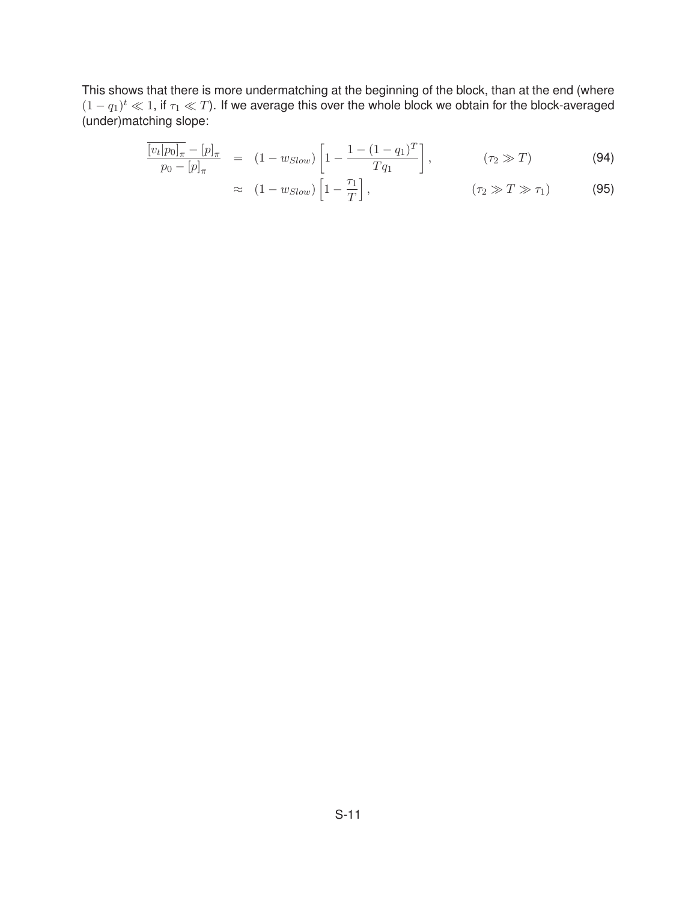This shows that there is more undermatching at the beginning of the block, than at the end (where $(1-q_1)^t \ll 1$, if $\tau_1 \ll T$). If we average this over the whole block we obtain for the block-averaged (under)matching slope:

$$
\begin{aligned}
\frac{\overline{[v_t|p_0]_\pi} - [p]_\pi}{p_0 - [p]_\pi} &= (1 - w_{Slow}) \left[ 1 - \frac{1 - (1-q_1)^T}{T q_1} \right], \qquad (\tau_2 \gg T) &\quad (94) \\
&\approx (1 - w_{Slow}) \left[ 1 - \frac{\tau_1}{T} \right], \qquad (\tau_2 \gg T \gg \tau_1) &\quad (95)
\end{aligned}
$$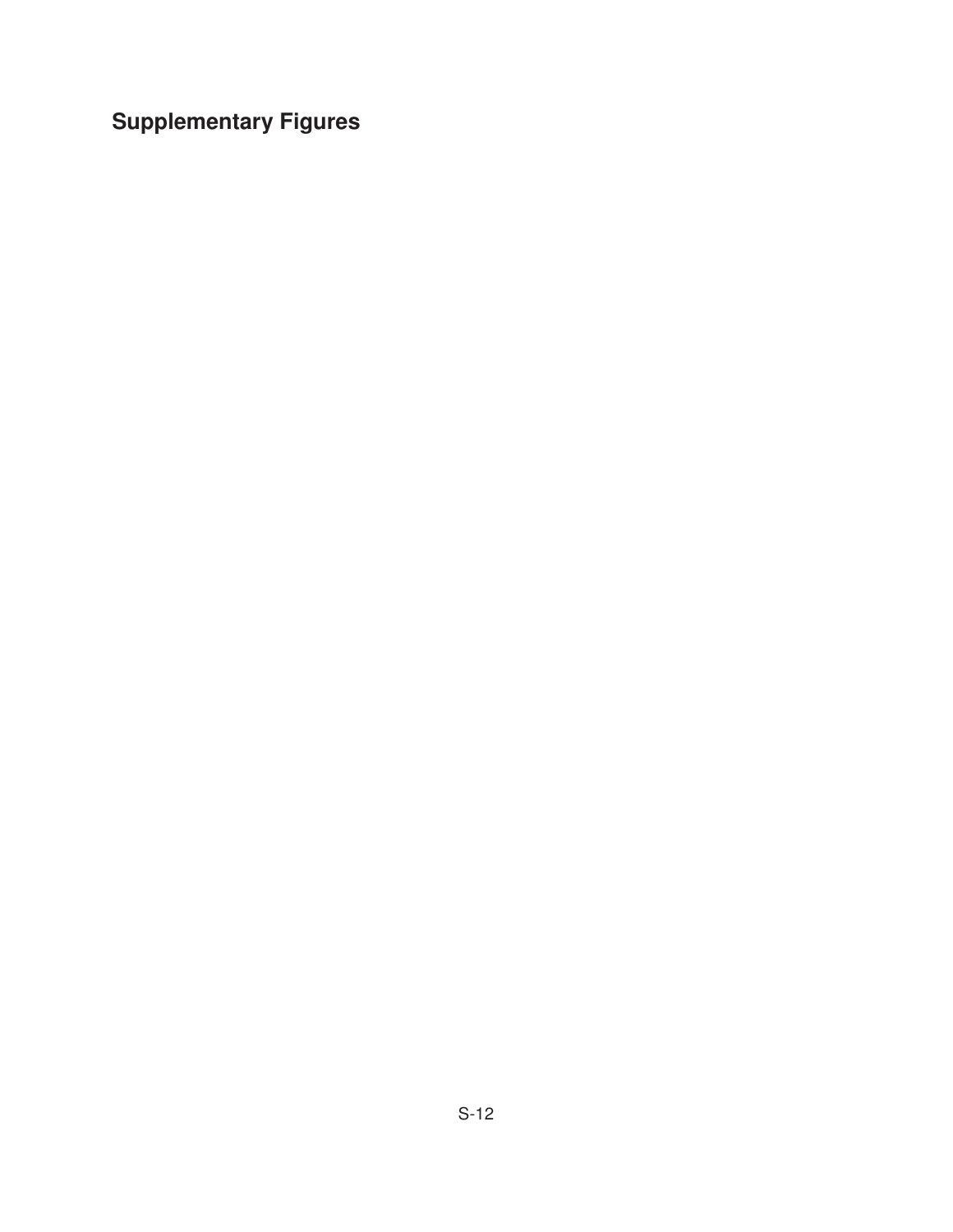## Supplementary Figures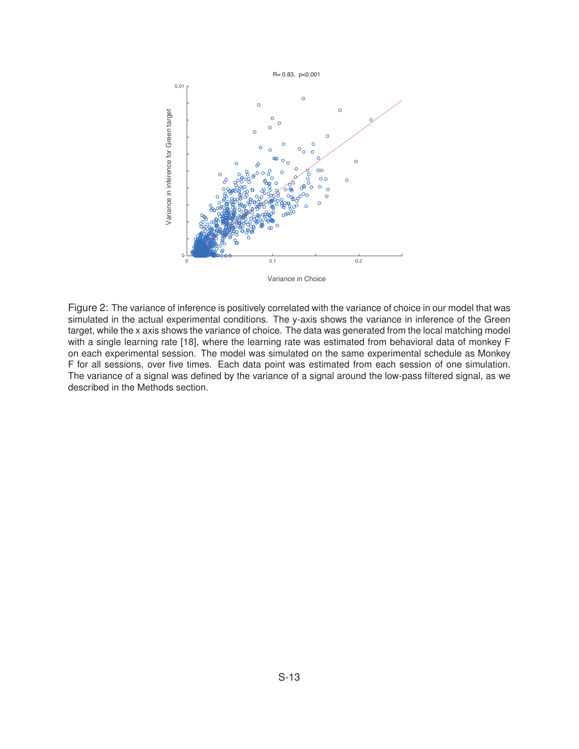Figure 2: The variance of inference is positively correlated with the variance of choice in our model that was simulated in the actual experimental conditions. The y-axis shows the variance in inference of the Green target, while the x axis shows the variance of choice. The data was generated from the local matching model with a single learning rate [18], where the learning rate was estimated from behavioral data of monkey F on each experimental session. The model was simulated on the same experimental schedule as Monkey F for all sessions, over five times. Each data point was estimated from each session of one simulation. The variance of a signal was defined by the variance of a signal around the low-pass filtered signal, as we described in the Methods section.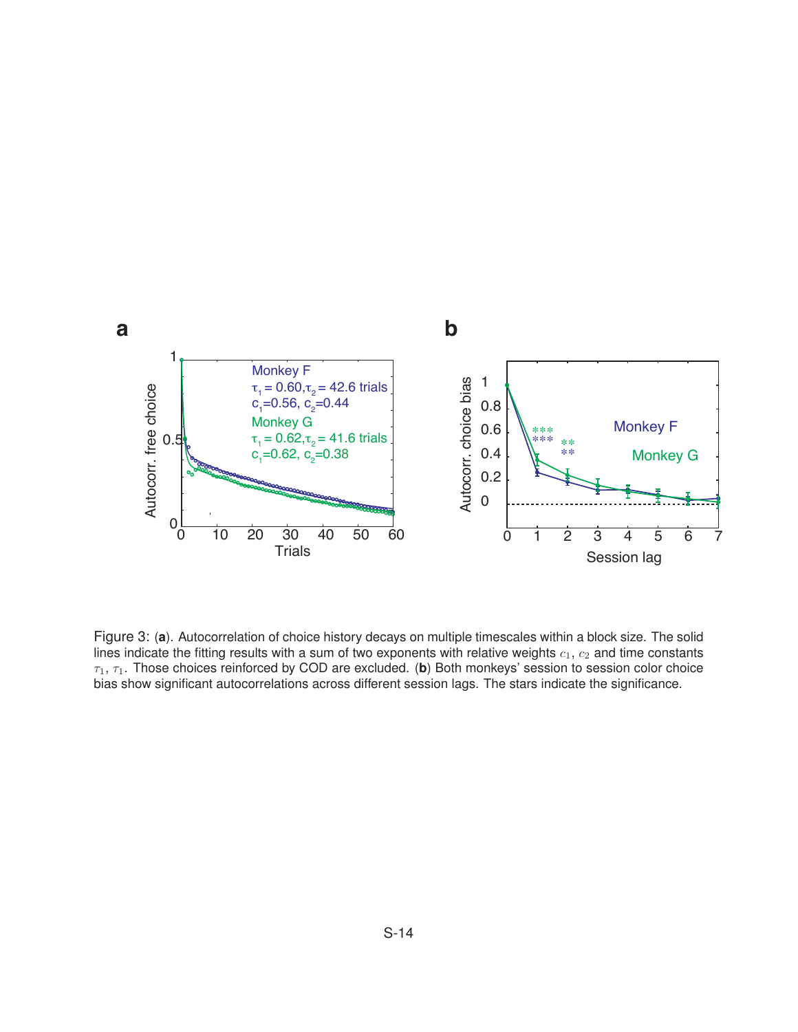Figure 3: (**a**). Autocorrelation of choice history decays on multiple timescales within a block size. The solid lines indicate the fitting results with a sum of two exponents with relative weights $c_1$, $c_2$ and time constants $\tau_1$, $\tau_1$. Those choices reinforced by COD are excluded. (**b**) Both monkeys' session to session color choice bias show significant autocorrelations across different session lags. The stars indicate the significance.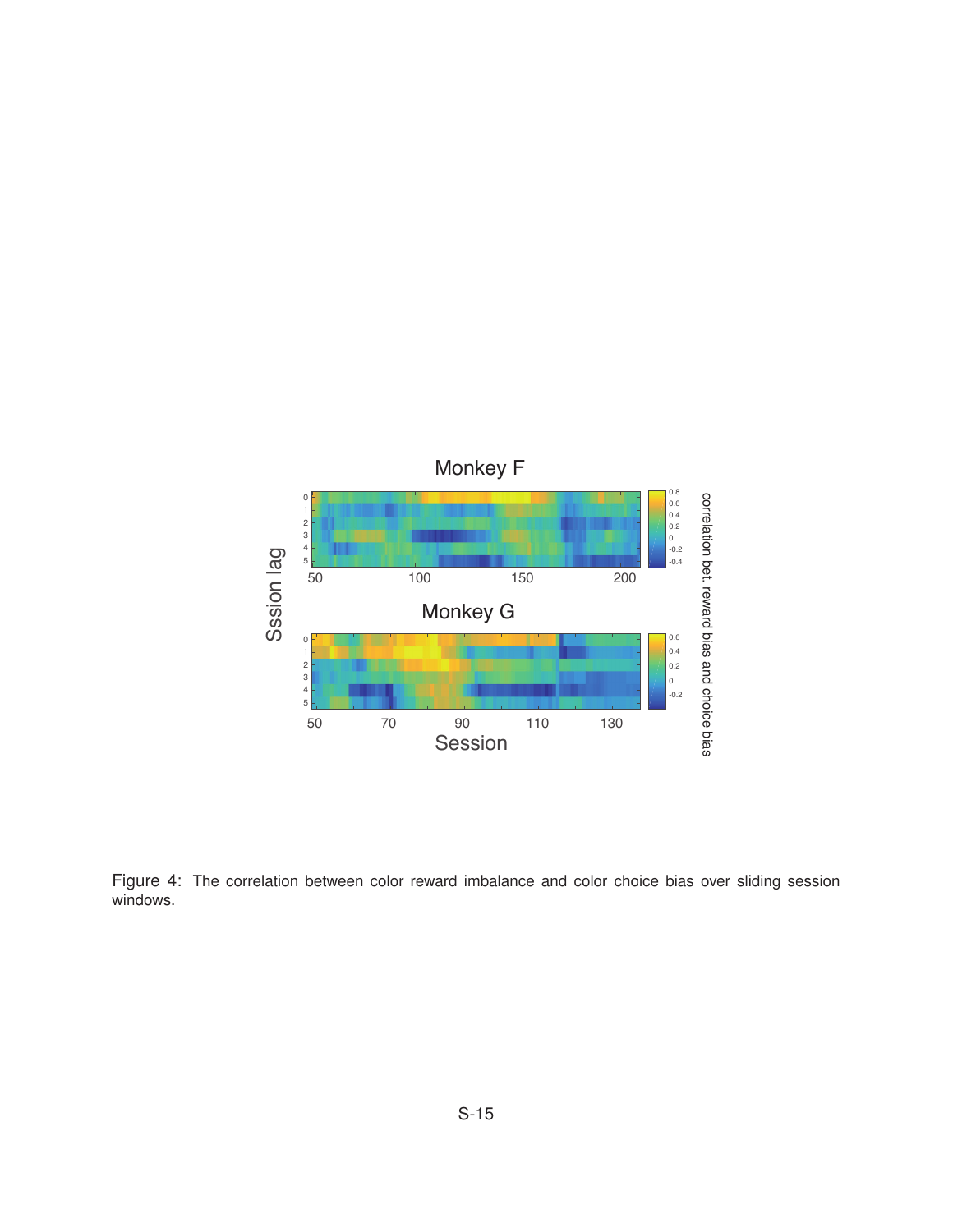Figure 4: The correlation between color reward imbalance and color choice bias over sliding session windows.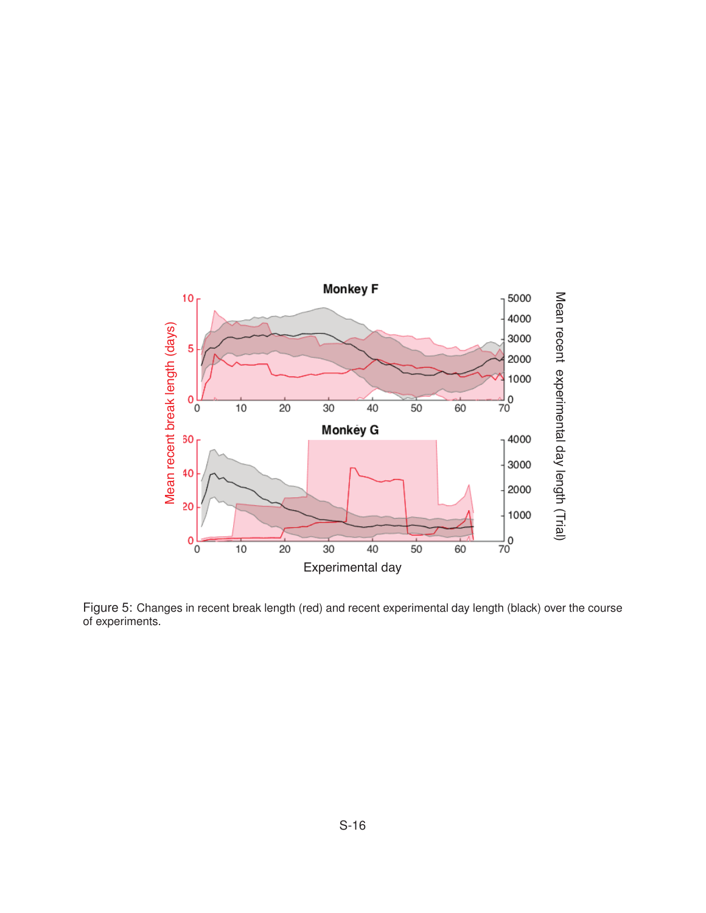Figure 5: Changes in recent break length (red) and recent experimental day length (black) over the course of experiments.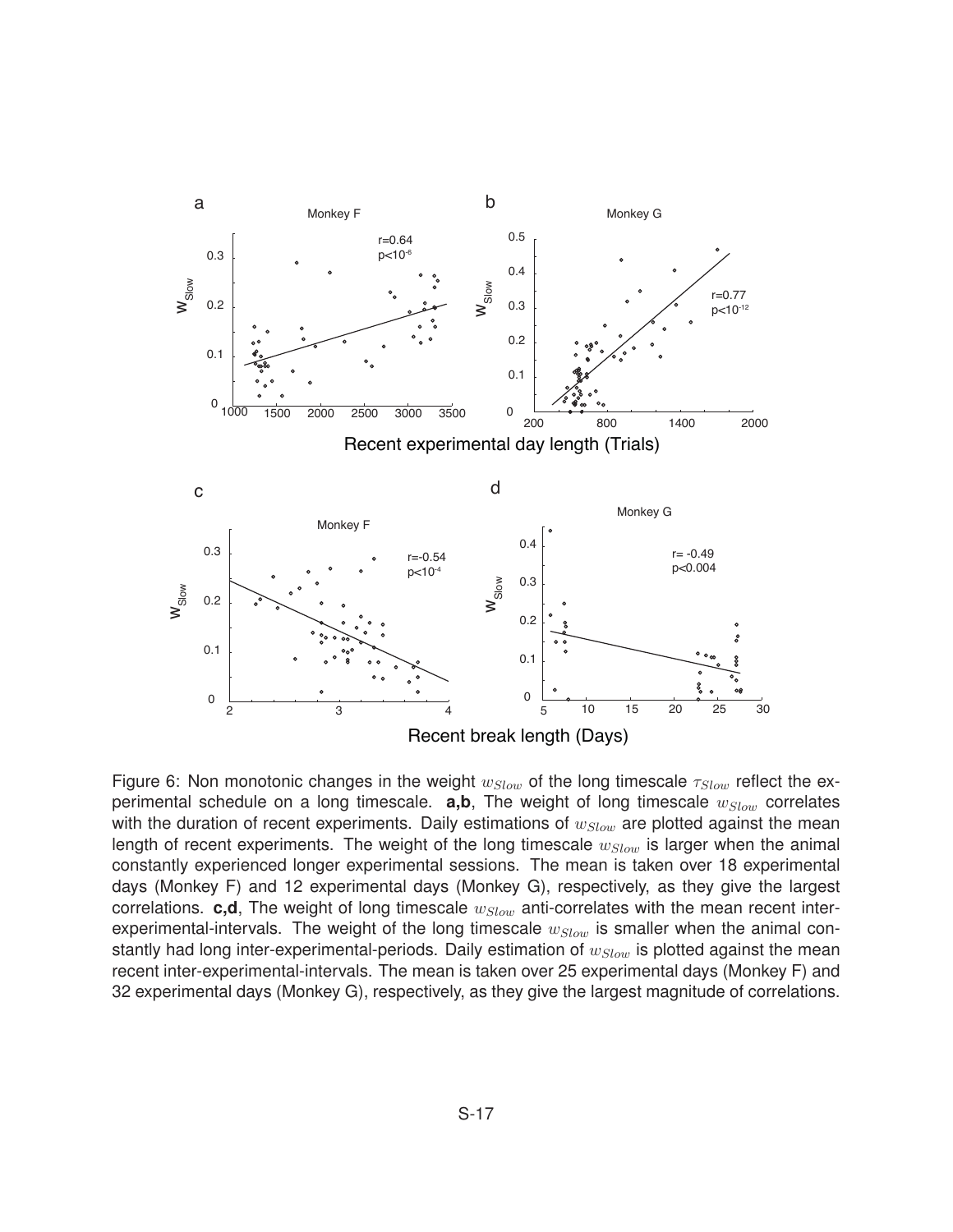Figure 6: Non monotonic changes in the weight $w_{Slow}$ of the long timescale $\tau_{Slow}$ reflect the experimental schedule on a long timescale. **a,b**, The weight of long timescale $w_{Slow}$ correlates with the duration of recent experiments. Daily estimations of $w_{Slow}$ are plotted against the mean length of recent experiments. The weight of the long timescale $w_{Slow}$ is larger when the animal constantly experienced longer experimental sessions. The mean is taken over 18 experimental days (Monkey F) and 12 experimental days (Monkey G), respectively, as they give the largest correlations. **c,d**, The weight of long timescale $w_{Slow}$ anti-correlates with the mean recent inter-experimental-intervals. The weight of the long timescale $w_{Slow}$ is smaller when the animal constantly had long inter-experimental-periods. Daily estimation of $w_{Slow}$ is plotted against the mean recent inter-experimental-intervals. The mean is taken over 25 experimental days (Monkey F) and 32 experimental days (Monkey G), respectively, as they give the largest magnitude of correlations.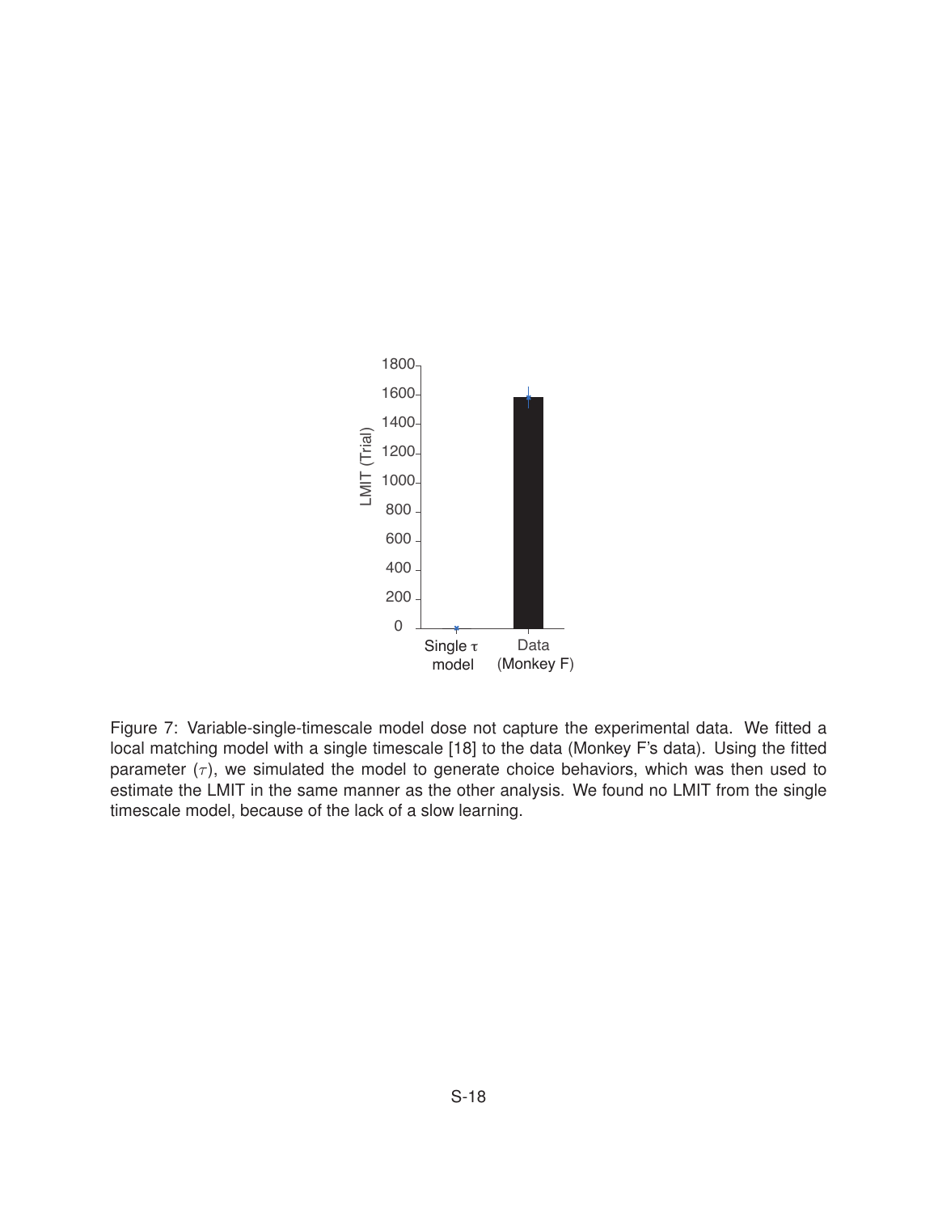Figure 7: Variable-single-timescale model dose not capture the experimental data. We fitted a local matching model with a single timescale [18] to the data (Monkey F's data). Using the fitted parameter ($\tau$), we simulated the model to generate choice behaviors, which was then used to estimate the LMIT in the same manner as the other analysis. We found no LMIT from the single timescale model, because of the lack of a slow learning.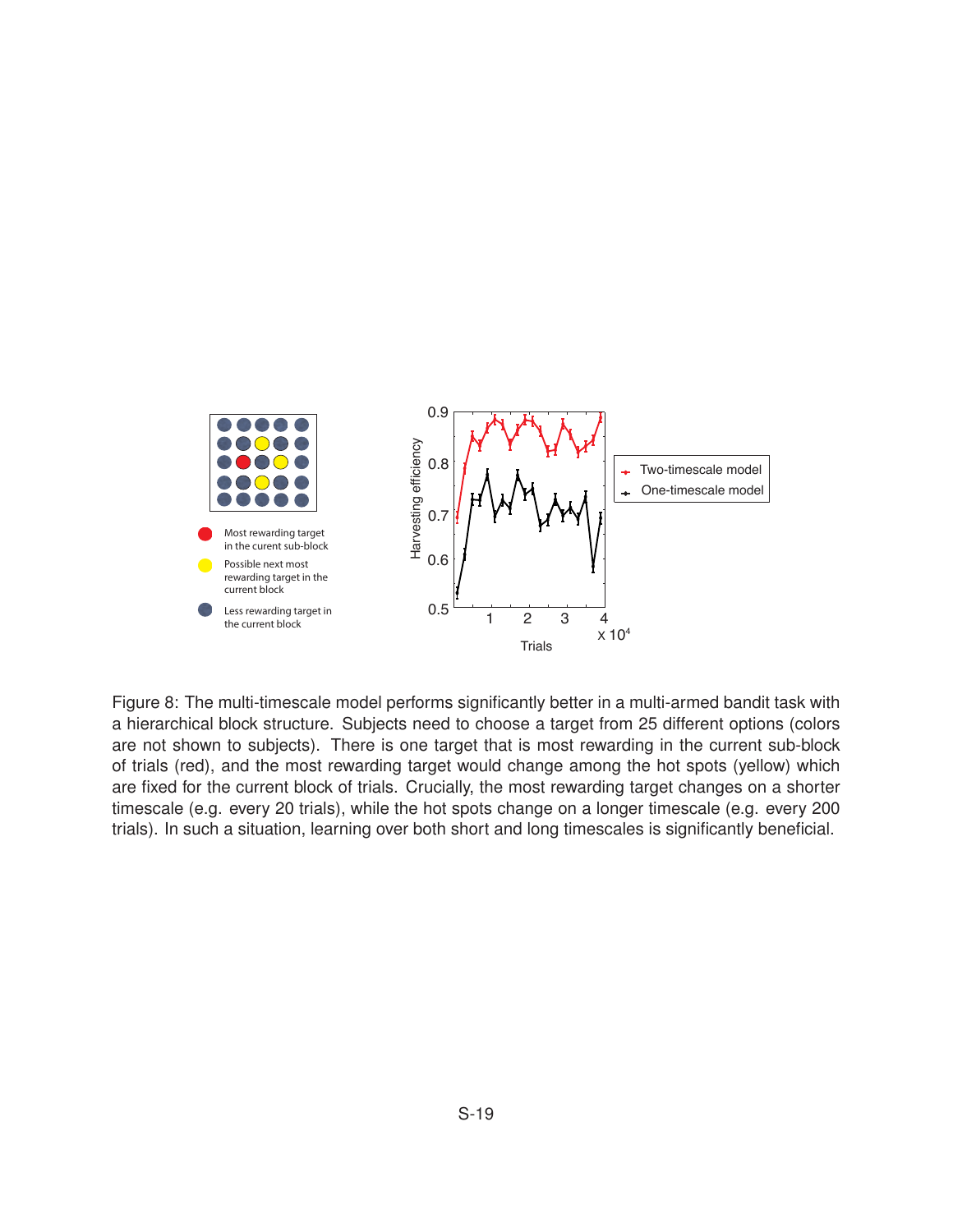Most rewarding target in the curent sub-block

Possible next most rewarding target in the current block

Less rewarding target in the current block

0.9
0.8
0.7
0.6
0.5
Harvesting efficiency
1
2
3
4
x $10^4$
Trials

Two-timescale model
One-timescale model

Figure 8: The multi-timescale model performs significantly better in a multi-armed bandit task with a hierarchical block structure. Subjects need to choose a target from 25 different options (colors are not shown to subjects). There is one target that is most rewarding in the current sub-block of trials (red), and the most rewarding target would change among the hot spots (yellow) which are fixed for the current block of trials. Crucially, the most rewarding target changes on a shorter timescale (e.g. every 20 trials), while the hot spots change on a longer timescale (e.g. every 200 trials). In such a situation, learning over both short and long timescales is significantly beneficial.